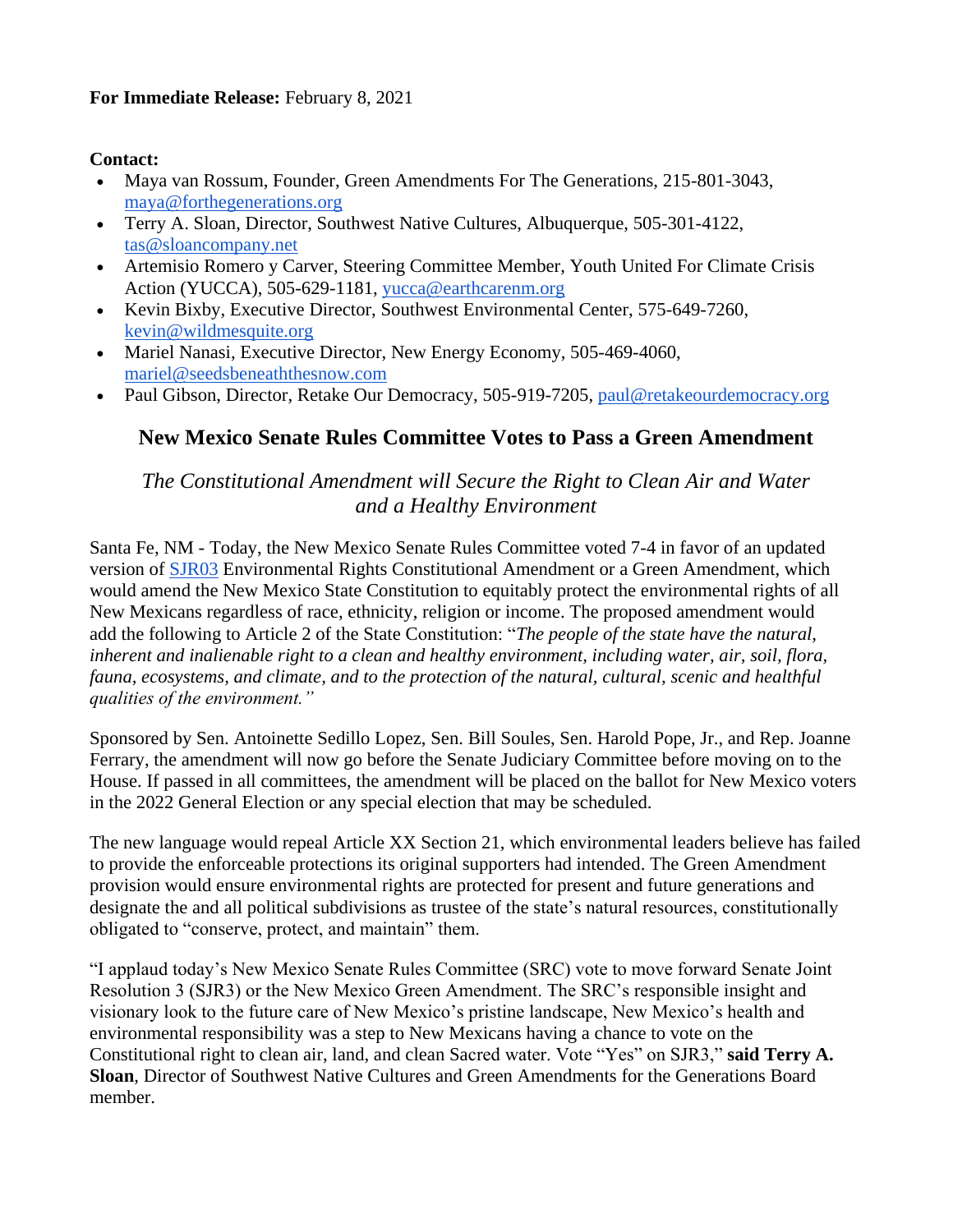**For Immediate Release:** February 8, 2021

**Contact:**

- Maya van Rossum, Founder, Green Amendments For The Generations, 215-801-3043, maya@forthegenerations.org
- Terry A. Sloan, Director, Southwest Native Cultures, Albuquerque, 505-301-4122, tas@sloancompany.net
- Artemisio Romero y Carver, Steering Committee Member, Youth United For Climate Crisis Action (YUCCA), 505-629-1181, yucca@earthcarenm.org
- Kevin Bixby, Executive Director, Southwest Environmental Center, 575-649-7260, kevin@wildmesquite.org
- Mariel Nanasi, Executive Director, New Energy Economy, 505-469-4060, mariel@seedsbeneaththesnow.com
- Paul Gibson, Director, Retake Our Democracy, 505-919-7205, paul@retakeourdemocracy.org

## New Mexico Senate Rules Committee Votes to Pass a Green Amendment

*The Constitutional Amendment will Secure the Right to Clean Air and Water and a Healthy Environment*

Santa Fe, NM - Today, the New Mexico Senate Rules Committee voted 7-4 in favor of an updated version of SJR03 Environmental Rights Constitutional Amendment or a Green Amendment, which would amend the New Mexico State Constitution to equitably protect the environmental rights of all New Mexicans regardless of race, ethnicity, religion or income. The proposed amendment would add the following to Article 2 of the State Constitution: "*The people of the state have the natural, inherent and inalienable right to a clean and healthy environment, including water, air, soil, flora, fauna, ecosystems, and climate, and to the protection of the natural, cultural, scenic and healthful qualities of the environment."*

Sponsored by Sen. Antoinette Sedillo Lopez, Sen. Bill Soules, Sen. Harold Pope, Jr., and Rep. Joanne Ferrary, the amendment will now go before the Senate Judiciary Committee before moving on to the House. If passed in all committees, the amendment will be placed on the ballot for New Mexico voters in the 2022 General Election or any special election that may be scheduled.

The new language would repeal Article XX Section 21, which environmental leaders believe has failed to provide the enforceable protections its original supporters had intended. The Green Amendment provision would ensure environmental rights are protected for present and future generations and designate the and all political subdivisions as trustee of the state's natural resources, constitutionally obligated to "conserve, protect, and maintain" them.

"I applaud today's New Mexico Senate Rules Committee (SRC) vote to move forward Senate Joint Resolution 3 (SJR3) or the New Mexico Green Amendment. The SRC's responsible insight and visionary look to the future care of New Mexico's pristine landscape, New Mexico's health and environmental responsibility was a step to New Mexicans having a chance to vote on the Constitutional right to clean air, land, and clean Sacred water. Vote "Yes" on SJR3," **said Terry A. Sloan**, Director of Southwest Native Cultures and Green Amendments for the Generations Board member.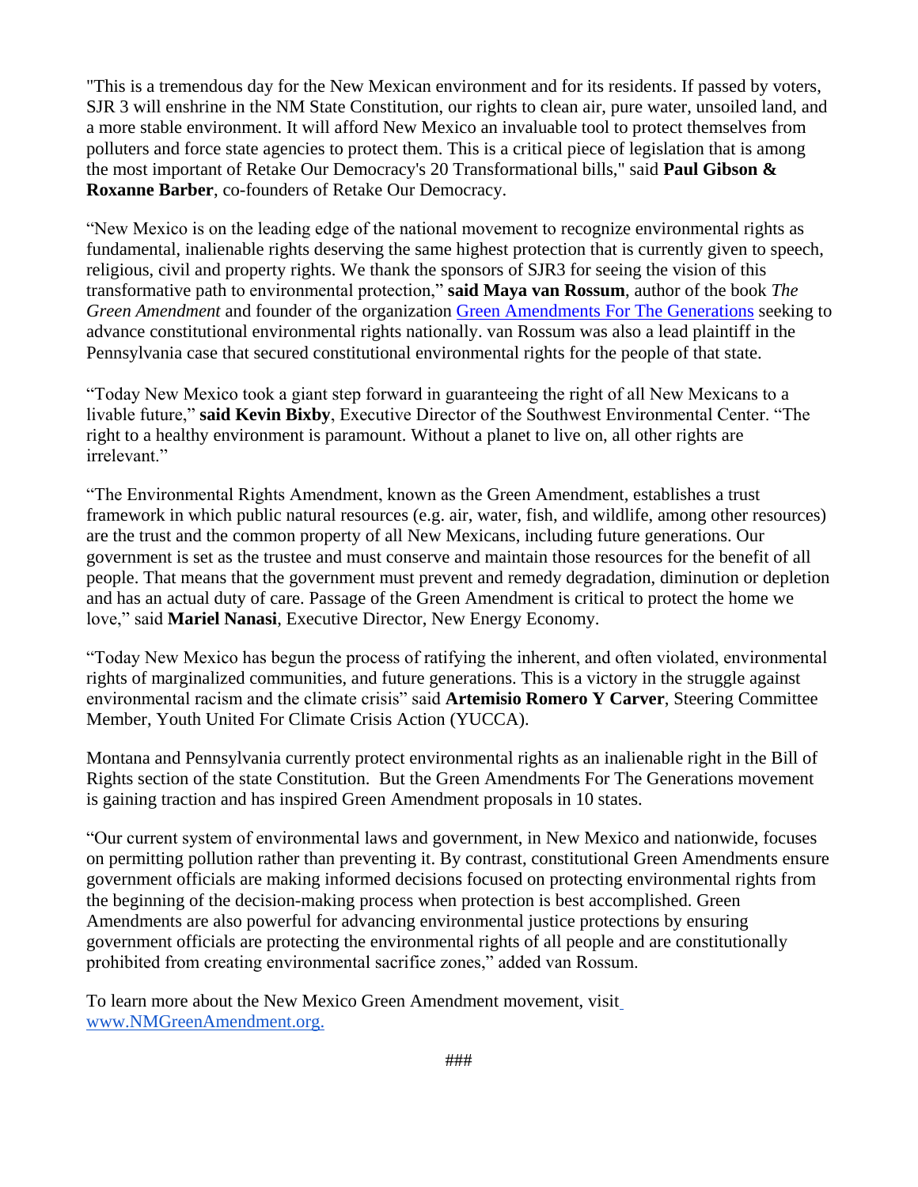"This is a tremendous day for the New Mexican environment and for its residents. If passed by voters, SJR 3 will enshrine in the NM State Constitution, our rights to clean air, pure water, unsoiled land, and a more stable environment. It will afford New Mexico an invaluable tool to protect themselves from polluters and force state agencies to protect them. This is a critical piece of legislation that is among the most important of Retake Our Democracy's 20 Transformational bills," said **Paul Gibson & Roxanne Barber**, co-founders of Retake Our Democracy.

"New Mexico is on the leading edge of the national movement to recognize environmental rights as fundamental, inalienable rights deserving the same highest protection that is currently given to speech, religious, civil and property rights. We thank the sponsors of SJR3 for seeing the vision of this transformative path to environmental protection," **said Maya van Rossum**, author of the book *The Green Amendment* and founder of the organization [Green Amendments For The Generations](#) seeking to advance constitutional environmental rights nationally. van Rossum was also a lead plaintiff in the Pennsylvania case that secured constitutional environmental rights for the people of that state.

"Today New Mexico took a giant step forward in guaranteeing the right of all New Mexicans to a livable future," **said Kevin Bixby**, Executive Director of the Southwest Environmental Center. "The right to a healthy environment is paramount. Without a planet to live on, all other rights are irrelevant."

"The Environmental Rights Amendment, known as the Green Amendment, establishes a trust framework in which public natural resources (e.g. air, water, fish, and wildlife, among other resources) are the trust and the common property of all New Mexicans, including future generations. Our government is set as the trustee and must conserve and maintain those resources for the benefit of all people. That means that the government must prevent and remedy degradation, diminution or depletion and has an actual duty of care. Passage of the Green Amendment is critical to protect the home we love," said **Mariel Nanasi**, Executive Director, New Energy Economy.

"Today New Mexico has begun the process of ratifying the inherent, and often violated, environmental rights of marginalized communities, and future generations. This is a victory in the struggle against environmental racism and the climate crisis" said **Artemisio Romero Y Carver**, Steering Committee Member, Youth United For Climate Crisis Action (YUCCA).

Montana and Pennsylvania currently protect environmental rights as an inalienable right in the Bill of Rights section of the state Constitution. But the Green Amendments For The Generations movement is gaining traction and has inspired Green Amendment proposals in 10 states.

"Our current system of environmental laws and government, in New Mexico and nationwide, focuses on permitting pollution rather than preventing it. By contrast, constitutional Green Amendments ensure government officials are making informed decisions focused on protecting environmental rights from the beginning of the decision-making process when protection is best accomplished. Green Amendments are also powerful for advancing environmental justice protections by ensuring government officials are protecting the environmental rights of all people and are constitutionally prohibited from creating environmental sacrifice zones," added van Rossum.

To learn more about the New Mexico Green Amendment movement, visit www.NMGreenAmendment.org.

###